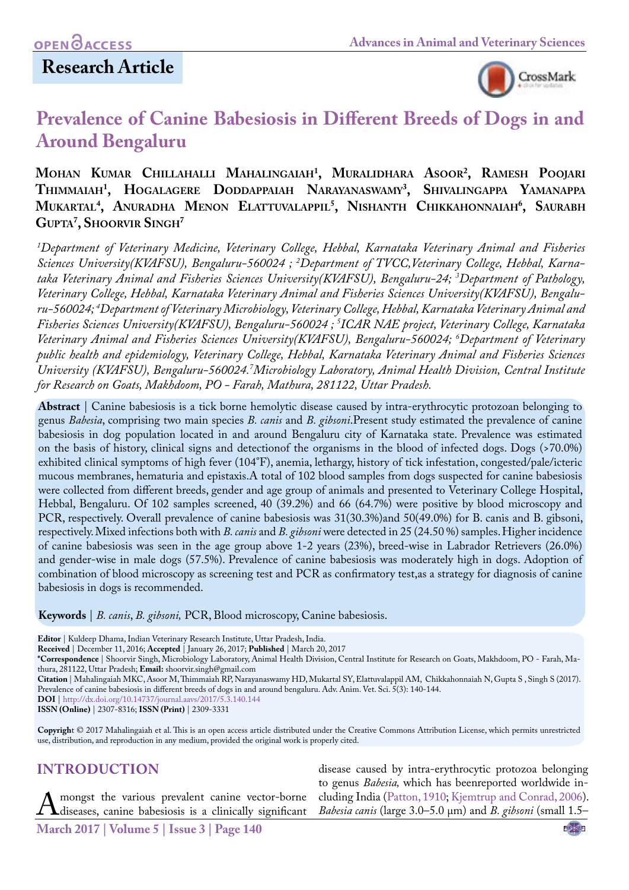**OPEN ACCESS**

**Research Article**

# Prevalence of Canine Babesiosis in Different Breeds of Dogs in and Around Bengaluru

**Mohan Kumar Chillahalli Mahalingaiah[1], Muralidhara Asoor[2], Ramesh Poojari Thimmaiah[1], Hogalagere Doddappaiah Narayanaswamy[3], Shivalingappa Yamanappa Mukartal[4], Anuradha Menon Elattuvalappil[5], Nishanth Chikkahonnaiah[6], Saurabh Gupta[7], Shoorvir Singh[7]**

*[1]Department of Veterinary Medicine, Veterinary College, Hebbal, Karnataka Veterinary Animal and Fisheries Sciences University(KVAFSU), Bengaluru-560024 ; [2]Department of TVCC,Veterinary College, Hebbal, Karnataka Veterinary Animal and Fisheries Sciences University(KVAFSU), Bengaluru-24; [3]Department of Pathology, Veterinary College, Hebbal, Karnataka Veterinary Animal and Fisheries Sciences University(KVAFSU), Bengaluru-560024; [4]Department of Veterinary Microbiology, Veterinary College, Hebbal, Karnataka Veterinary Animal and Fisheries Sciences University(KVAFSU), Bengaluru-560024 ; [5]ICAR NAE project, Veterinary College, Karnataka Veterinary Animal and Fisheries Sciences University(KVAFSU), Bengaluru-560024; [6]Department of Veterinary public health and epidemiology, Veterinary College, Hebbal, Karnataka Veterinary Animal and Fisheries Sciences University (KVAFSU), Bengaluru-560024.[7]Microbiology Laboratory, Animal Health Division, Central Institute for Research on Goats, Makhdoom, PO - Farah, Mathura, 281122, Uttar Pradesh.*

**Abstract** | Canine babesiosis is a tick borne hemolytic disease caused by intra-erythrocytic protozoan belonging to genus *Babesia*, comprising two main species *B. canis* and *B. gibsoni*.Present study estimated the prevalence of canine babesiosis in dog population located in and around Bengaluru city of Karnataka state. Prevalence was estimated on the basis of history, clinical signs and detectionof the organisms in the blood of infected dogs. Dogs (>70.0%) exhibited clinical symptoms of high fever (104°F), anemia, lethargy, history of tick infestation, congested/pale/icteric mucous membranes, hematuria and epistaxis.A total of 102 blood samples from dogs suspected for canine babesiosis were collected from different breeds, gender and age group of animals and presented to Veterinary College Hospital, Hebbal, Bengaluru. Of 102 samples screened, 40 (39.2%) and 66 (64.7%) were positive by blood microscopy and PCR, respectively. Overall prevalence of canine babesiosis was 31(30.3%)and 50(49.0%) for B. canis and B. gibsoni, respectively. Mixed infections both with *B. canis* and *B. gibsoni* were detected in 25 (24.50 %) samples. Higher incidence of canine babesiosis was seen in the age group above 1-2 years (23%), breed-wise in Labrador Retrievers (26.0%) and gender-wise in male dogs (57.5%). Prevalence of canine babesiosis was moderately high in dogs. Adoption of combination of blood microscopy as screening test and PCR as confirmatory test,as a strategy for diagnosis of canine babesiosis in dogs is recommended.

**Keywords** | *B. canis*, *B. gibsoni,* PCR, Blood microscopy, Canine babesiosis.

**Editor** | Kuldeep Dhama, Indian Veterinary Research Institute, Uttar Pradesh, India.
**Received** | December 11, 2016; **Accepted** | January 26, 2017; **Published** | March 20, 2017
**\*Correspondence** | Shoorvir Singh, Microbiology Laboratory, Animal Health Division, Central Institute for Research on Goats, Makhdoom, PO - Farah, Mathura, 281122, Uttar Pradesh; **Email:** shoorvir.singh@gmail.com
**Citation** | Mahalingaiah MKC, Asoor M, Thimmaiah RP, Narayanaswamy HD, Mukartal SY, Elattuvalappil AM, Chikkahonnaiah N, Gupta S , Singh S (2017). Prevalence of canine babesiosis in different breeds of dogs in and around bengaluru. Adv. Anim. Vet. Sci. 5(3): 140-144.
**DOI** | http://dx.doi.org/10.14737/journal.aavs/2017/5.3.140.144
**ISSN (Online)** | 2307-8316; **ISSN (Print)** | 2309-3331

**Copyright** © 2017 Mahalingaiah et al. This is an open access article distributed under the Creative Commons Attribution License, which permits unrestricted use, distribution, and reproduction in any medium, provided the original work is properly cited.

## INTRODUCTION

Amongst the various prevalent canine vector-borne diseases, canine babesiosis is a clinically significant disease caused by intra-erythrocytic protozoa belonging to genus *Babesia,* which has beenreported worldwide including India (Patton, 1910; Kjemtrup and Conrad, 2006). *Babesia canis* (large 3.0–5.0 μm) and *B. gibsoni* (small 1.5–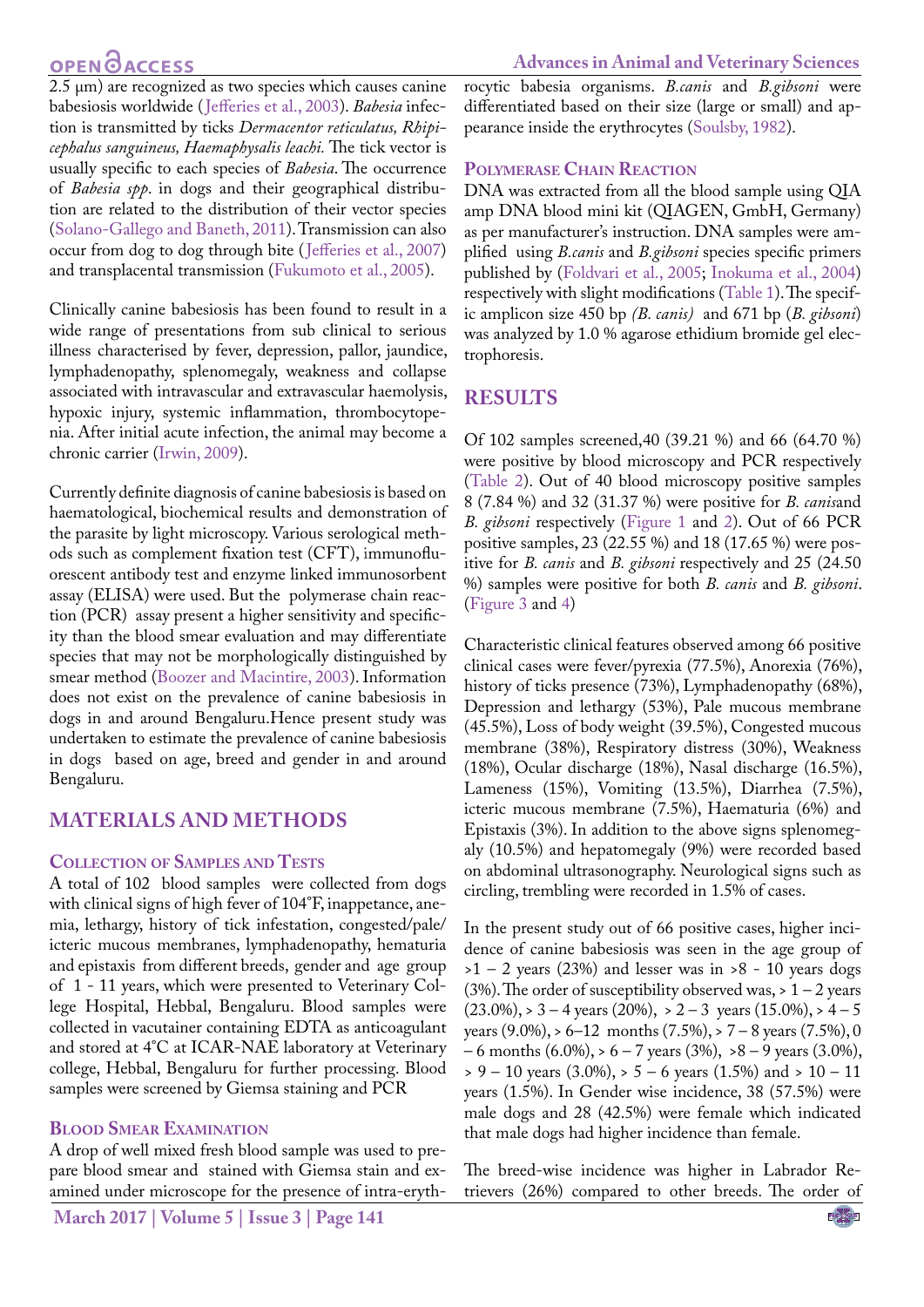2.5 µm) are recognized as two species which causes canine babesiosis worldwide (Jefferies et al., 2003). *Babesia* infection is transmitted by ticks *Dermacentor reticulatus, Rhipicephalus sanguineus, Haemaphysalis leachi.* The tick vector is usually specific to each species of *Babesia*. The occurrence of *Babesia spp*. in dogs and their geographical distribution are related to the distribution of their vector species (Solano-Gallego and Baneth, 2011). Transmission can also occur from dog to dog through bite (Jefferies et al., 2007) and transplacental transmission (Fukumoto et al., 2005).

Clinically canine babesiosis has been found to result in a wide range of presentations from sub clinical to serious illness characterised by fever, depression, pallor, jaundice, lymphadenopathy, splenomegaly, weakness and collapse associated with intravascular and extravascular haemolysis, hypoxic injury, systemic inflammation, thrombocytopenia. After initial acute infection, the animal may become a chronic carrier (Irwin, 2009).

Currently definite diagnosis of canine babesiosis is based on haematological, biochemical results and demonstration of the parasite by light microscopy. Various serological methods such as complement fixation test (CFT), immunofluorescent antibody test and enzyme linked immunosorbent assay (ELISA) were used. But the polymerase chain reaction (PCR) assay present a higher sensitivity and specificity than the blood smear evaluation and may differentiate species that may not be morphologically distinguished by smear method (Boozer and Macintire, 2003). Information does not exist on the prevalence of canine babesiosis in dogs in and around Bengaluru.Hence present study was undertaken to estimate the prevalence of canine babesiosis in dogs based on age, breed and gender in and around Bengaluru.

## MATERIALS AND METHODS

### Collection of Samples and Tests

A total of 102 blood samples were collected from dogs with clinical signs of high fever of 104°F, inappetance, anemia, lethargy, history of tick infestation, congested/pale/icteric mucous membranes, lymphadenopathy, hematuria and epistaxis from different breeds, gender and age group of 1 - 11 years, which were presented to Veterinary College Hospital, Hebbal, Bengaluru. Blood samples were collected in vacutainer containing EDTA as anticoagulant and stored at 4°C at ICAR-NAE laboratory at Veterinary college, Hebbal, Bengaluru for further processing. Blood samples were screened by Giemsa staining and PCR

### Blood Smear Examination

A drop of well mixed fresh blood sample was used to prepare blood smear and stained with Giemsa stain and examined under microscope for the presence of intra-erythrocytic babesia organisms. *B.canis* and *B.gibsoni* were differentiated based on their size (large or small) and appearance inside the erythrocytes (Soulsby, 1982).

### Polymerase Chain Reaction

DNA was extracted from all the blood sample using QIA amp DNA blood mini kit (QIAGEN, GmbH, Germany) as per manufacturer's instruction. DNA samples were amplified using *B.canis* and *B.gibsoni* species specific primers published by (Foldvari et al., 2005; Inokuma et al., 2004) respectively with slight modifications (Table 1). The specific amplicon size 450 bp *(B. canis)* and 671 bp (*B. gibsoni*) was analyzed by 1.0 % agarose ethidium bromide gel electrophoresis.

## RESULTS

Of 102 samples screened,40 (39.21 %) and 66 (64.70 %) were positive by blood microscopy and PCR respectively (Table 2). Out of 40 blood microscopy positive samples 8 (7.84 %) and 32 (31.37 %) were positive for *B. canis*and *B. gibsoni* respectively (Figure 1 and 2). Out of 66 PCR positive samples, 23 (22.55 %) and 18 (17.65 %) were positive for *B. canis* and *B. gibsoni* respectively and 25 (24.50 %) samples were positive for both *B. canis* and *B. gibsoni*. (Figure 3 and 4)

Characteristic clinical features observed among 66 positive clinical cases were fever/pyrexia (77.5%), Anorexia (76%), history of ticks presence (73%), Lymphadenopathy (68%), Depression and lethargy (53%), Pale mucous membrane (45.5%), Loss of body weight (39.5%), Congested mucous membrane (38%), Respiratory distress (30%), Weakness (18%), Ocular discharge (18%), Nasal discharge (16.5%), Lameness (15%), Vomiting (13.5%), Diarrhea (7.5%), icteric mucous membrane (7.5%), Haematuria (6%) and Epistaxis (3%). In addition to the above signs splenomegaly (10.5%) and hepatomegaly (9%) were recorded based on abdominal ultrasonography. Neurological signs such as circling, trembling were recorded in 1.5% of cases.

In the present study out of 66 positive cases, higher incidence of canine babesiosis was seen in the age group of >1 – 2 years (23%) and lesser was in >8 - 10 years dogs (3%). The order of susceptibility observed was, > 1 – 2 years (23.0%), > 3 – 4 years (20%), > 2 – 3 years (15.0%), > 4 – 5 years (9.0%), > 6–12 months (7.5%), > 7 – 8 years (7.5%), 0 – 6 months (6.0%), > 6 – 7 years (3%), >8 – 9 years (3.0%), > 9 – 10 years (3.0%), > 5 – 6 years (1.5%) and > 10 – 11 years (1.5%). In Gender wise incidence, 38 (57.5%) were male dogs and 28 (42.5%) were female which indicated that male dogs had higher incidence than female.

The breed-wise incidence was higher in Labrador Retrievers (26%) compared to other breeds. The order of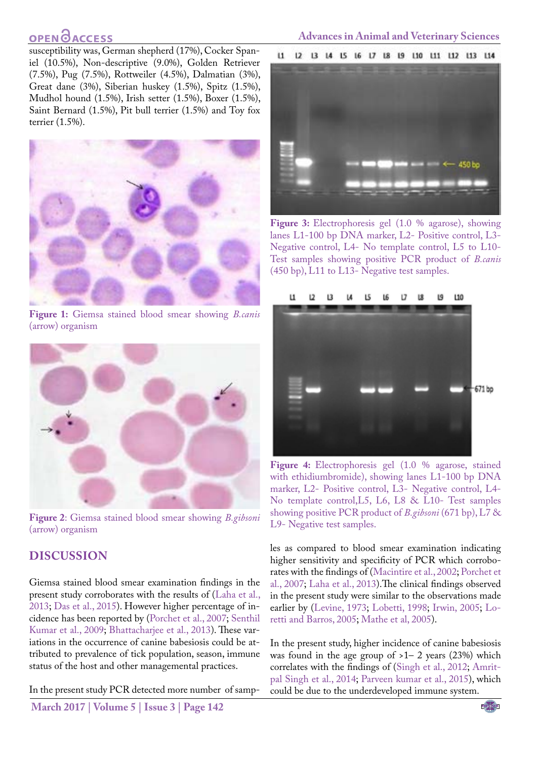susceptibility was, German shepherd (17%), Cocker Spaniel (10.5%), Non-descriptive (9.0%), Golden Retriever (7.5%), Pug (7.5%), Rottweiler (4.5%), Dalmatian (3%), Great dane (3%), Siberian huskey (1.5%), Spitz (1.5%), Mudhol hound (1.5%), Irish setter (1.5%), Boxer (1.5%), Saint Bernard (1.5%), Pit bull terrier (1.5%) and Toy fox terrier (1.5%).

**Figure 1:** Giemsa stained blood smear showing *B.canis* (arrow) organism

**Figure 2**: Giemsa stained blood smear showing *B.gibsoni* (arrow) organism

**Figure 3:** Electrophoresis gel (1.0 % agarose), showing lanes L1-100 bp DNA marker, L2- Positive control, L3- Negative control, L4- No template control, L5 to L10- Test samples showing positive PCR product of *B.canis* (450 bp), L11 to L13- Negative test samples.

**Figure 4:** Electrophoresis gel (1.0 % agarose, stained with ethidiumbromide), showing lanes L1-100 bp DNA marker, L2- Positive control, L3- Negative control, L4- No template control,L5, L6, L8 & L10- Test samples showing positive PCR product of *B.gibsoni* (671 bp), L7 & L9- Negative test samples.

## DISCUSSION

Giemsa stained blood smear examination findings in the present study corroborates with the results of (Laha et al., 2013; Das et al., 2015). However higher percentage of incidence has been reported by (Porchet et al., 2007; Senthil Kumar et al., 2009; Bhattacharjee et al., 2013). These variations in the occurrence of canine babesiosis could be attributed to the prevalence of tick population, season, immune status of the host and other managemental practices.

In the present study PCR detected more number of samples as compared to blood smear examination indicating higher sensitivity and specificity of PCR which corroborates with the findings of (Macintire et al., 2002; Porchet et al., 2007; Laha et al., 2013).The clinical findings observed in the present study were similar to the observations made earlier by (Levine, 1973; Lobetti, 1998; Irwin, 2005; Loretti and Barros, 2005; Mathe et al, 2005).

In the present study, higher incidence of canine babesiosis was found in the age group of >1– 2 years (23%) which correlates with the findings of (Singh et al., 2012; Amritpal Singh et al., 2014; Parveen kumar et al., 2015), which could be due to the underdeveloped immune system.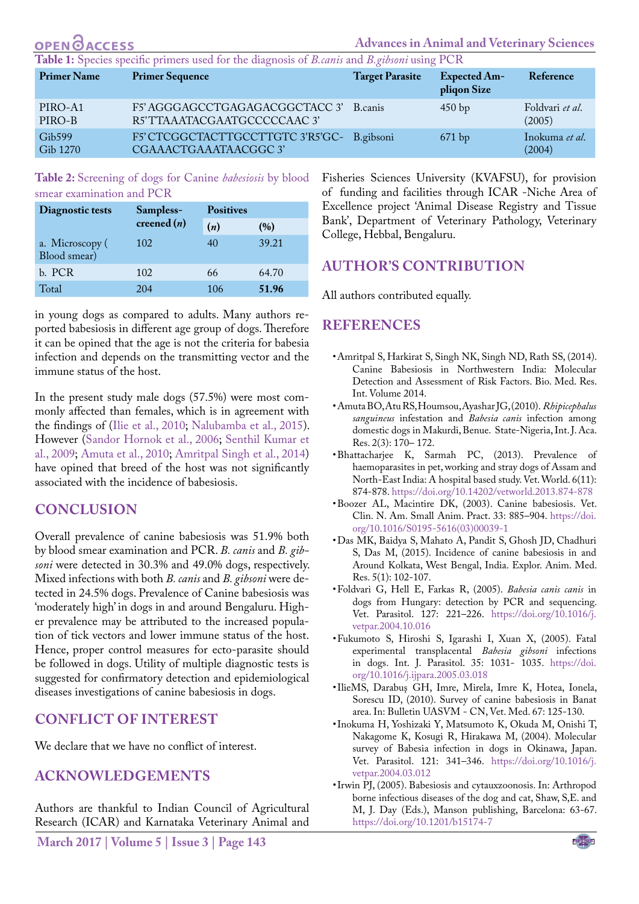**Table 1:** Species specific primers used for the diagnosis of *B.canis* and *B.gibsoni* using PCR

| Primer Name | Primer Sequence | Target Parasite | Expected Ampliqon Size | Reference |
|---|---|---|---|---|
| PIRO-A1<br>PIRO-B | F5' AGGGAGCCTGAGAGACGGCTACC 3'<br>R5'TTAAATACGAATGCCCCCAAC 3' | B.canis | 450 bp | Foldvari *et al*. (2005) |
| Gib599<br>Gib 1270 | F5' CTCGGCTACTTGCCTTGTC 3'R5'GC-CGAAACTGAAATAACGGC 3' | B.gibsoni | 671 bp | Inokuma *et al*. (2004) |

**Table 2:** Screening of dogs for Canine *babesiosis* by blood smear examination and PCR

| Diagnostic tests | Samplesscreened (*n*) | Positives | |
|---|---|---|---|
| | | (*n*) | (%) |
| a. Microscopy ( Blood smear) | 102 | 40 | 39.21 |
| b. PCR | 102 | 66 | 64.70 |
| Total | 204 | 106 | **51.96** |

in young dogs as compared to adults. Many authors reported babesiosis in different age group of dogs. Therefore it can be opined that the age is not the criteria for babesia infection and depends on the transmitting vector and the immune status of the host.

In the present study male dogs (57.5%) were most commonly affected than females, which is in agreement with the findings of (Ilie et al., 2010; Nalubamba et al., 2015). However (Sandor Hornok et al., 2006; Senthil Kumar et al., 2009; Amuta et al., 2010; Amritpal Singh et al., 2014) have opined that breed of the host was not significantly associated with the incidence of babesiosis.

## CONCLUSION

Overall prevalence of canine babesiosis was 51.9% both by blood smear examination and PCR. *B. canis* and *B. gibsoni* were detected in 30.3% and 49.0% dogs, respectively. Mixed infections with both *B. canis* and *B. gibsoni* were detected in 24.5% dogs. Prevalence of Canine babesiosis was 'moderately high' in dogs in and around Bengaluru. Higher prevalence may be attributed to the increased population of tick vectors and lower immune status of the host. Hence, proper control measures for ecto-parasite should be followed in dogs. Utility of multiple diagnostic tests is suggested for confirmatory detection and epidemiological diseases investigations of canine babesiosis in dogs.

## CONFLICT OF INTEREST

We declare that we have no conflict of interest.

## ACKNOWLEDGEMENTS

Authors are thankful to Indian Council of Agricultural Research (ICAR) and Karnataka Veterinary Animal and Fisheries Sciences University (KVAFSU), for provision of funding and facilities through ICAR -Niche Area of Excellence project 'Animal Disease Registry and Tissue Bank', Department of Veterinary Pathology, Veterinary College, Hebbal, Bengaluru.

## AUTHOR'S CONTRIBUTION

All authors contributed equally.

## REFERENCES

- Amritpal S, Harkirat S, Singh NK, Singh ND, Rath SS, (2014). Canine Babesiosis in Northwestern India: Molecular Detection and Assessment of Risk Factors. Bio. Med. Res. Int. Volume 2014.
- Amuta BO, Atu RS, Houmsou, Ayashar JG, (2010). *Rhipicephalus sanguineus* infestation and *Babesia canis* infection among domestic dogs in Makurdi, Benue. State-Nigeria, Int. J. Aca. Res. 2(3): 170– 172.
- Bhattacharjee K, Sarmah PC, (2013). Prevalence of haemoparasites in pet, working and stray dogs of Assam and North-East India: A hospital based study. Vet. World. 6(11): 874-878. https://doi.org/10.14202/vetworld.2013.874-878
- Boozer AL, Macintire DK, (2003). Canine babesiosis. Vet. Clin. N. Am. Small Anim. Pract. 33: 885–904. https://doi.org/10.1016/S0195-5616(03)00039-1
- Das MK, Baidya S, Mahato A, Pandit S, Ghosh JD, Chadhuri S, Das M, (2015). Incidence of canine babesiosis in and Around Kolkata, West Bengal, India. Explor. Anim. Med. Res. 5(1): 102-107.
- Foldvari G, Hell E, Farkas R, (2005). *Babesia canis canis* in dogs from Hungary: detection by PCR and sequencing. Vet. Parasitol. 127: 221–226. https://doi.org/10.1016/j.vetpar.2004.10.016
- Fukumoto S, Hiroshi S, Igarashi I, Xuan X, (2005). Fatal experimental transplacental *Babesia gibsoni* infections in dogs. Int. J. Parasitol. 35: 1031- 1035. https://doi.org/10.1016/j.ijpara.2005.03.018
- IlieMS, Darabuş GH, Imre, Mirela, Imre K, Hotea, Ionela, Sorescu ID, (2010). Survey of canine babesiosis in Banat area. In: Bulletin UASVM - CN, Vet. Med. 67: 125-130.
- Inokuma H, Yoshizaki Y, Matsumoto K, Okuda M, Onishi T, Nakagome K, Kosugi R, Hirakawa M, (2004). Molecular survey of Babesia infection in dogs in Okinawa, Japan. Vet. Parasitol. 121: 341–346. https://doi.org/10.1016/j.vetpar.2004.03.012
- Irwin PJ, (2005). Babesiosis and cytauxzoonosis. In: Arthropod borne infectious diseases of the dog and cat, Shaw, S,E. and M, J. Day (Eds.), Manson publishing, Barcelona: 63-67. https://doi.org/10.1201/b15174-7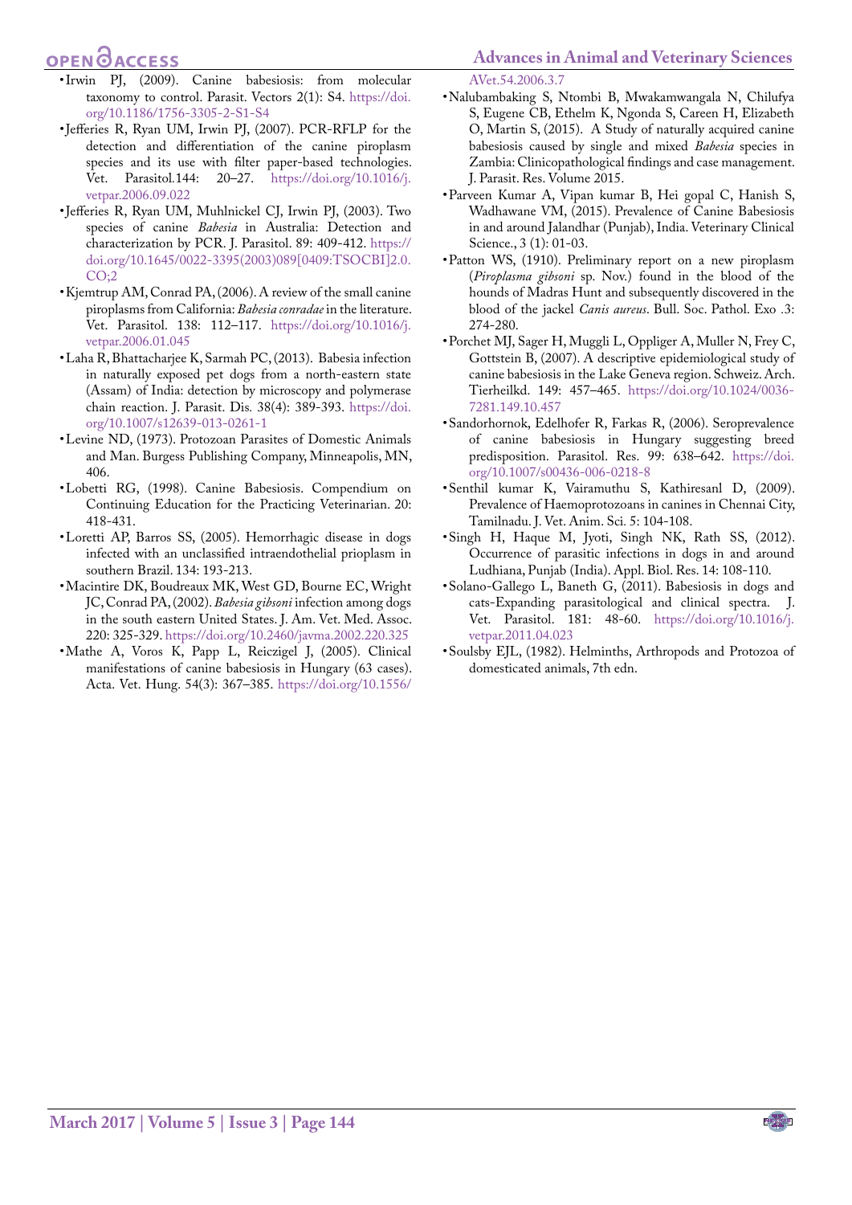- Irwin PJ, (2009). Canine babesiosis: from molecular taxonomy to control. Parasit. Vectors 2(1): S4. https://doi.org/10.1186/1756-3305-2-S1-S4
- Jefferies R, Ryan UM, Irwin PJ, (2007). PCR-RFLP for the detection and differentiation of the canine piroplasm species and its use with filter paper-based technologies. Vet. Parasitol.144: 20–27. https://doi.org/10.1016/j.vetpar.2006.09.022
- Jefferies R, Ryan UM, Muhlnickel CJ, Irwin PJ, (2003). Two species of canine *Babesia* in Australia: Detection and characterization by PCR. J. Parasitol. 89: 409-412. https://doi.org/10.1645/0022-3395(2003)089[0409:TSOCBI]2.0.CO;2
- Kjemtrup AM, Conrad PA, (2006). A review of the small canine piroplasms from California: *Babesia conradae* in the literature. Vet. Parasitol. 138: 112–117. https://doi.org/10.1016/j.vetpar.2006.01.045
- Laha R, Bhattacharjee K, Sarmah PC, (2013). Babesia infection in naturally exposed pet dogs from a north-eastern state (Assam) of India: detection by microscopy and polymerase chain reaction. J. Parasit. Dis. 38(4): 389-393. https://doi.org/10.1007/s12639-013-0261-1
- Levine ND, (1973). Protozoan Parasites of Domestic Animals and Man. Burgess Publishing Company, Minneapolis, MN, 406.
- Lobetti RG, (1998). Canine Babesiosis. Compendium on Continuing Education for the Practicing Veterinarian. 20: 418-431.
- Loretti AP, Barros SS, (2005). Hemorrhagic disease in dogs infected with an unclassified intraendothelial prioplasm in southern Brazil. 134: 193-213.
- Macintire DK, Boudreaux MK, West GD, Bourne EC, Wright JC, Conrad PA, (2002). *Babesia gibsoni* infection among dogs in the south eastern United States. J. Am. Vet. Med. Assoc. 220: 325-329. https://doi.org/10.2460/javma.2002.220.325
- Mathe A, Voros K, Papp L, Reiczigel J, (2005). Clinical manifestations of canine babesiosis in Hungary (63 cases). Acta. Vet. Hung. 54(3): 367–385. https://doi.org/10.1556/AVet.54.2006.3.7
- Nalubambaking S, Ntombi B, Mwakamwangala N, Chilufya S, Eugene CB, Ethelm K, Ngonda S, Careen H, Elizabeth O, Martin S, (2015). A Study of naturally acquired canine babesiosis caused by single and mixed *Babesia* species in Zambia: Clinicopathological findings and case management. J. Parasit. Res. Volume 2015.
- Parveen Kumar A, Vipan kumar B, Hei gopal C, Hanish S, Wadhawane VM, (2015). Prevalence of Canine Babesiosis in and around Jalandhar (Punjab), India. Veterinary Clinical Science., 3 (1): 01-03.
- Patton WS, (1910). Preliminary report on a new piroplasm (*Piroplasma gibsoni* sp. Nov.) found in the blood of the hounds of Madras Hunt and subsequently discovered in the blood of the jackel *Canis aureus*. Bull. Soc. Pathol. Exo .3: 274-280.
- Porchet MJ, Sager H, Muggli L, Oppliger A, Muller N, Frey C, Gottstein B, (2007). A descriptive epidemiological study of canine babesiosis in the Lake Geneva region. Schweiz. Arch. Tierheilkd. 149: 457–465. https://doi.org/10.1024/0036-7281.149.10.457
- Sandorhornok, Edelhofer R, Farkas R, (2006). Seroprevalence of canine babesiosis in Hungary suggesting breed predisposition. Parasitol. Res. 99: 638–642. https://doi.org/10.1007/s00436-006-0218-8
- Senthil kumar K, Vairamuthu S, Kathiresanl D, (2009). Prevalence of Haemoprotozoans in canines in Chennai City, Tamilnadu. J. Vet. Anim. Sci. 5: 104-108.
- Singh H, Haque M, Jyoti, Singh NK, Rath SS, (2012). Occurrence of parasitic infections in dogs in and around Ludhiana, Punjab (India). Appl. Biol. Res. 14: 108-110.
- Solano-Gallego L, Baneth G, (2011). Babesiosis in dogs and cats-Expanding parasitological and clinical spectra. J. Vet. Parasitol. 181: 48-60. https://doi.org/10.1016/j.vetpar.2011.04.023
- Soulsby EJL, (1982). Helminths, Arthropods and Protozoa of domesticated animals, 7th edn.